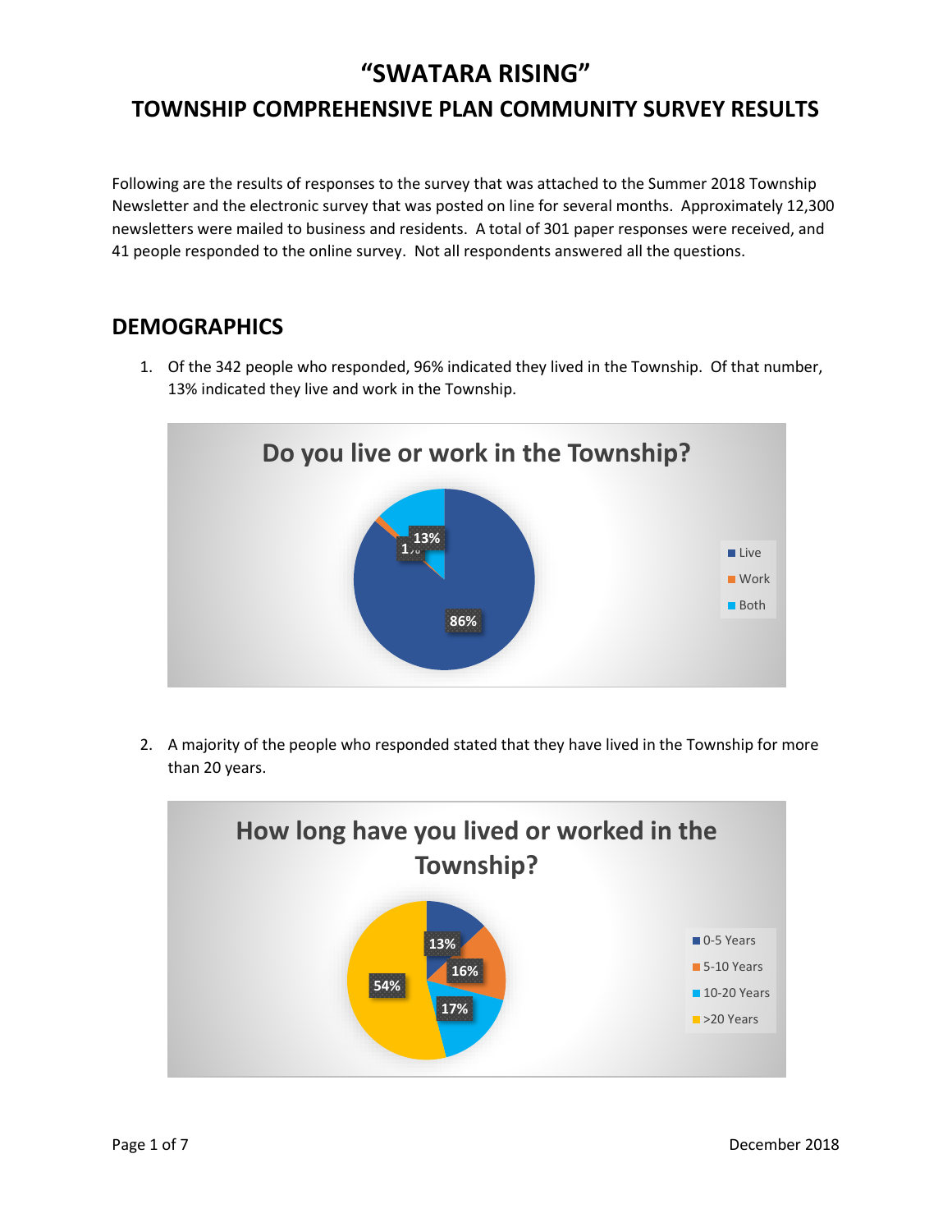# "SWATARA RISING"

## TOWNSHIP COMPREHENSIVE PLAN COMMUNITY SURVEY RESULTS

Following are the results of responses to the survey that was attached to the Summer 2018 Township Newsletter and the electronic survey that was posted on line for several months. Approximately 12,300 newsletters were mailed to business and residents. A total of 301 paper responses were received, and 41 people responded to the online survey. Not all respondents answered all the questions.

## DEMOGRAPHICS

1. Of the 342 people who responded, 96% indicated they lived in the Township. Of that number, 13% indicated they live and work in the Township.

**Do you live or work in the Township?**

| Response | Percent |
|---|---|
| Live | 86% |
| Work | 1% |
| Both | 13% |

2. A majority of the people who responded stated that they have lived in the Township for more than 20 years.

**How long have you lived or worked in the Township?**

| Response | Percent |
|---|---|
| 0-5 Years | 13% |
| 5-10 Years | 16% |
| 10-20 Years | 17% |
| >20 Years | 54% |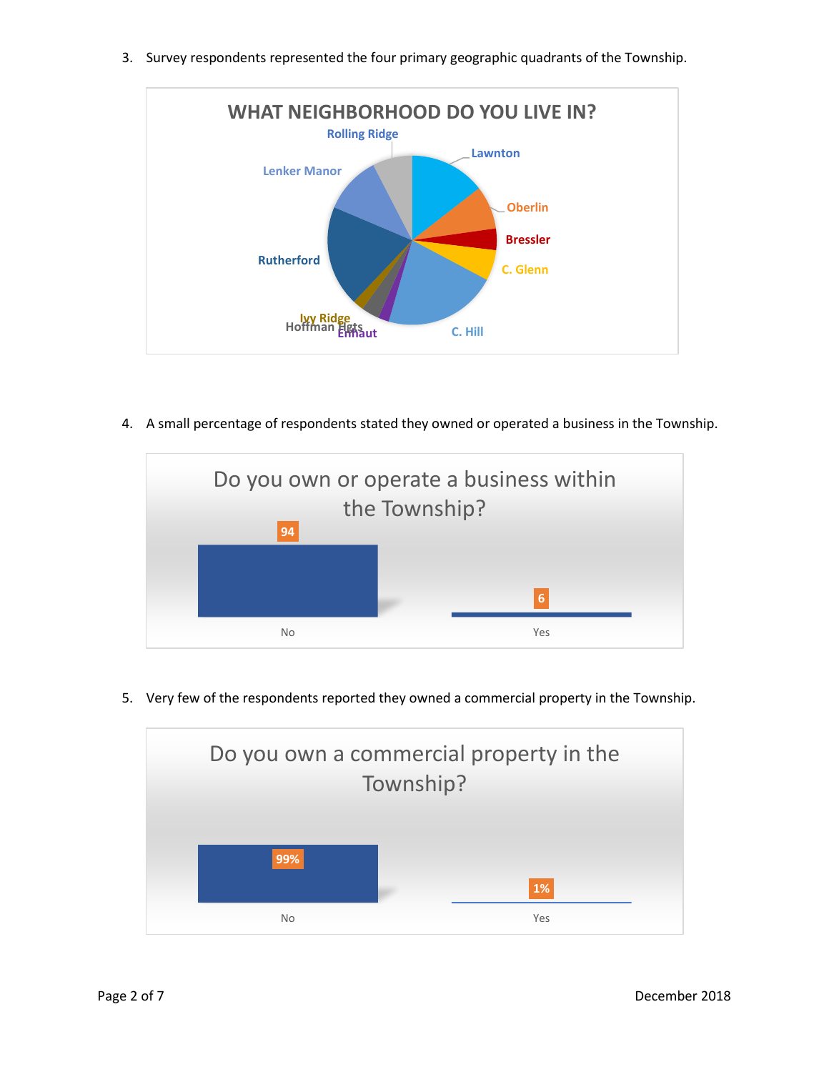3. Survey respondents represented the four primary geographic quadrants of the Township.

**WHAT NEIGHBORHOOD DO YOU LIVE IN?**

Rolling Ridge, Lawnton, Oberlin, Bressler, C. Glenn, C. Hill, Enhaut, Hoffman Hgts, Ivy Ridge, Rutherford, Lenker Manor

4. A small percentage of respondents stated they owned or operated a business in the Township.

**Do you own or operate a business within the Township?**

| Response | Value |
| --- | --- |
| No | 94 |
| Yes | 6 |

5. Very few of the respondents reported they owned a commercial property in the Township.

**Do you own a commercial property in the Township?**

| Response | Value |
| --- | --- |
| No | 99% |
| Yes | 1% |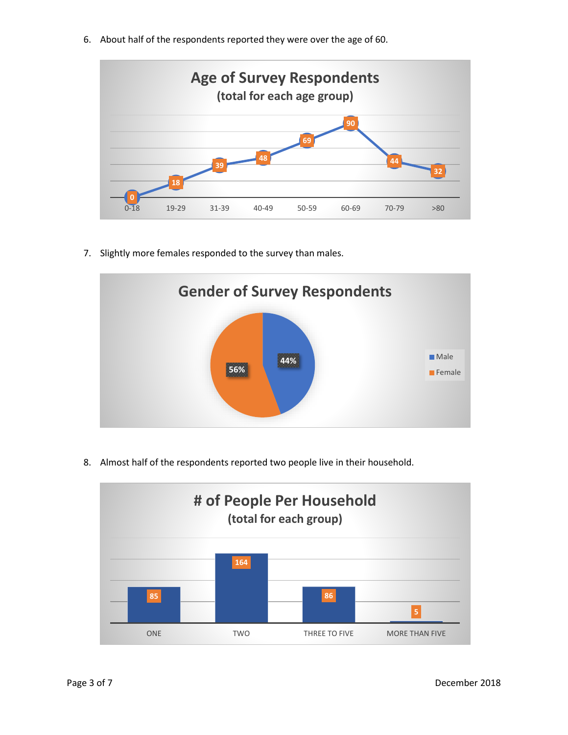6. About half of the respondents reported they were over the age of 60.

**Age of Survey Respondents**
(total for each age group)

| Age group | Total |
|---|---|
| 0-18 | 0 |
| 19-29 | 18 |
| 31-39 | 39 |
| 40-49 | 48 |
| 50-59 | 69 |
| 60-69 | 90 |
| 70-79 | 44 |
| >80 | 32 |

7. Slightly more females responded to the survey than males.

**Gender of Survey Respondents**

| Gender | Percent |
|---|---|
| Male | 44% |
| Female | 56% |

8. Almost half of the respondents reported two people live in their household.

**# of People Per Household**
(total for each group)

| Household size | Total |
|---|---|
| ONE | 85 |
| TWO | 164 |
| THREE TO FIVE | 86 |
| MORE THAN FIVE | 5 |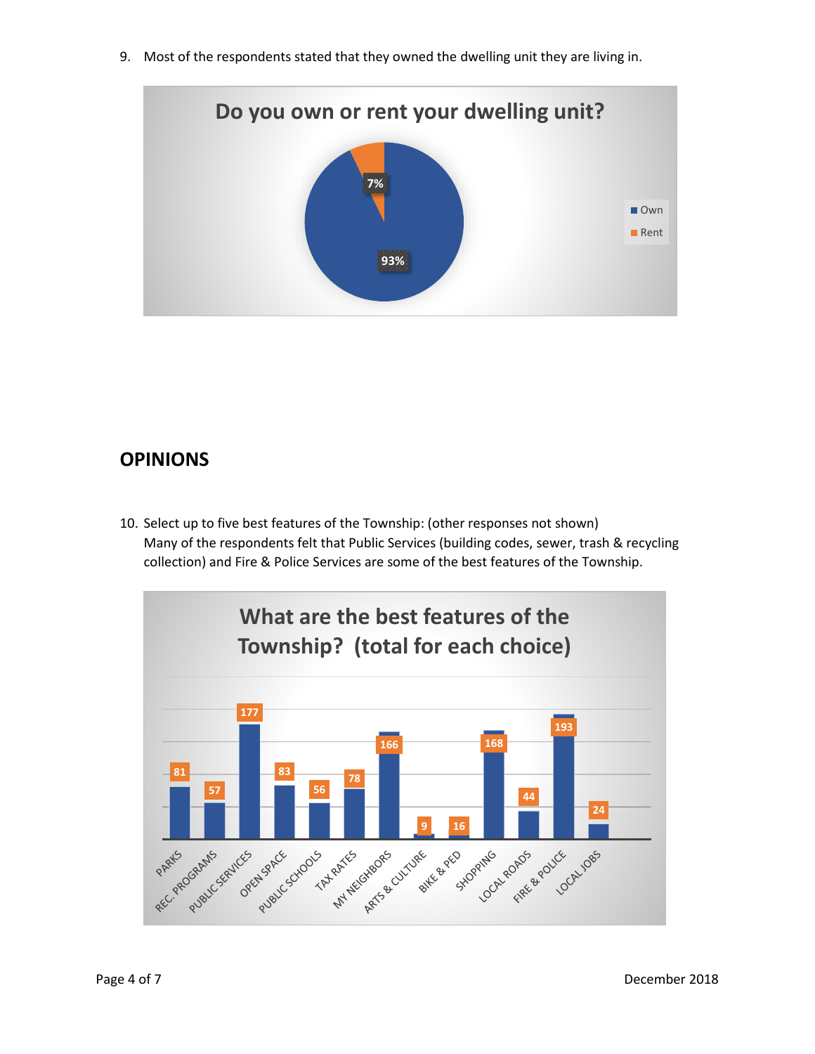9. Most of the respondents stated that they owned the dwelling unit they are living in.

**Do you own or rent your dwelling unit?**

| Response | Percent |
|---|---|
| Own | 93% |
| Rent | 7% |

## OPINIONS

10. Select up to five best features of the Township: (other responses not shown)
    Many of the respondents felt that Public Services (building codes, sewer, trash & recycling collection) and Fire & Police Services are some of the best features of the Township.

**What are the best features of the Township? (total for each choice)**

| Feature | Total |
|---|---|
| PARKS | 81 |
| REC. PROGRAMS | 57 |
| PUBLIC SERVICES | 177 |
| OPEN SPACE | 83 |
| PUBLIC SCHOOLS | 56 |
| TAX RATES | 78 |
| MY NEIGHBORS | 166 |
| ARTS & CULTURE | 9 |
| BIKE & PED | 16 |
| SHOPPING | 168 |
| LOCAL ROADS | 44 |
| FIRE & POLICE | 193 |
| LOCAL JOBS | 24 |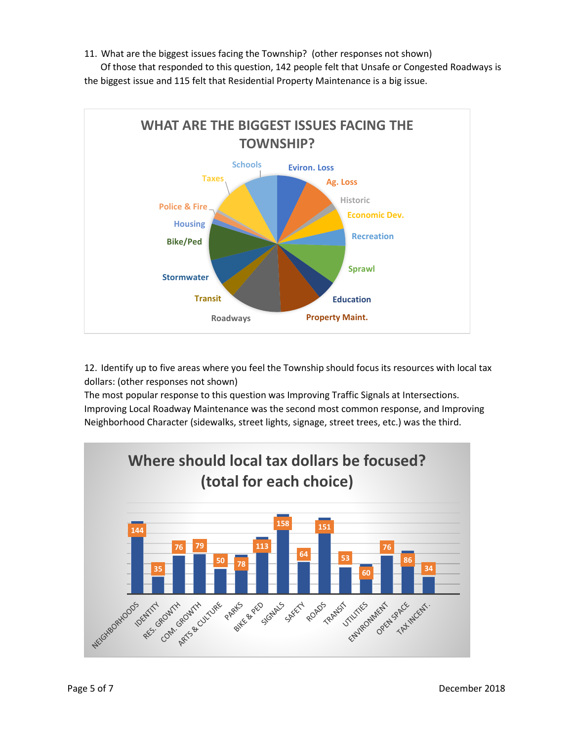11. What are the biggest issues facing the Township? (other responses not shown)

Of those that responded to this question, 142 people felt that Unsafe or Congested Roadways is the biggest issue and 115 felt that Residential Property Maintenance is a big issue.

**WHAT ARE THE BIGGEST ISSUES FACING THE TOWNSHIP?**

Schools, Eviron. Loss, Taxes, Ag. Loss, Historic, Police & Fire, Economic Dev., Housing, Recreation, Bike/Ped, Sprawl, Stormwater, Education, Transit, Property Maint., Roadways

12. Identify up to five areas where you feel the Township should focus its resources with local tax dollars: (other responses not shown)

The most popular response to this question was Improving Traffic Signals at Intersections. Improving Local Roadway Maintenance was the second most common response, and Improving Neighborhood Character (sidewalks, street lights, signage, street trees, etc.) was the third.

**Where should local tax dollars be focused? (total for each choice)**

| Choice | Total |
| --- | --- |
| NEIGHBORHOODS | 144 |
| IDENTITY | 35 |
| RES. GROWTH | 76 |
| COM. GROWTH | 79 |
| ARTS & CULTURE | 50 |
| PARKS | 78 |
| BIKE & PED | 113 |
| SIGNALS | 158 |
| SAFETY | 64 |
| ROADS | 151 |
| TRANSIT | 53 |
| UTILITIES | 60 |
| ENVIRONMENT | 76 |
| OPEN SPACE | 86 |
| TAX INCENT. | 34 |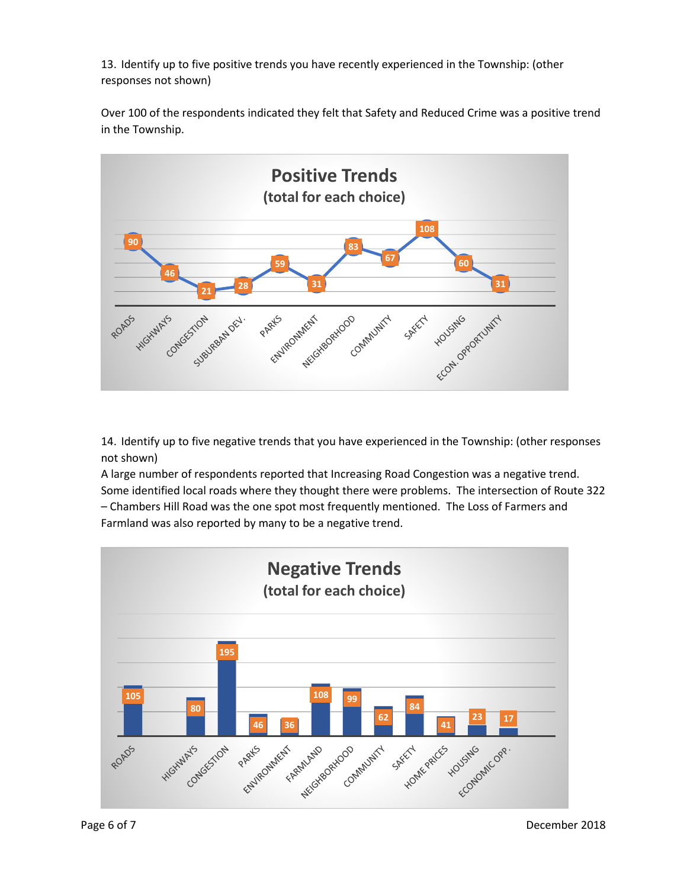13. Identify up to five positive trends you have recently experienced in the Township: (other responses not shown)

Over 100 of the respondents indicated they felt that Safety and Reduced Crime was a positive trend in the Township.

**Positive Trends**
**(total for each choice)**

| Choice | Total |
|---|---|
| ROADS | 90 |
| HIGHWAYS | 46 |
| CONGESTION | 21 |
| SUBURBAN DEV. | 28 |
| PARKS | 59 |
| ENVIRONMENT | 31 |
| NEIGHBORHOOD | 83 |
| COMMUNITY | 67 |
| SAFETY | 108 |
| HOUSING | 60 |
| ECON. OPPORTUNITY | 31 |

14. Identify up to five negative trends that you have experienced in the Township: (other responses not shown)
A large number of respondents reported that Increasing Road Congestion was a negative trend. Some identified local roads where they thought there were problems. The intersection of Route 322 – Chambers Hill Road was the one spot most frequently mentioned. The Loss of Farmers and Farmland was also reported by many to be a negative trend.

**Negative Trends**
**(total for each choice)**

| Choice | Total |
|---|---|
| ROADS | 105 |
| HIGHWAYS | 80 |
| CONGESTION | 195 |
| PARKS | 46 |
| ENVIRONMENT | 36 |
| FARMLAND | 108 |
| NEIGHBORHOOD | 99 |
| COMMUNITY | 62 |
| SAFETY | 84 |
| HOME PRICES | 41 |
| HOUSING | 23 |
| ECONOMIC OPP. | 17 |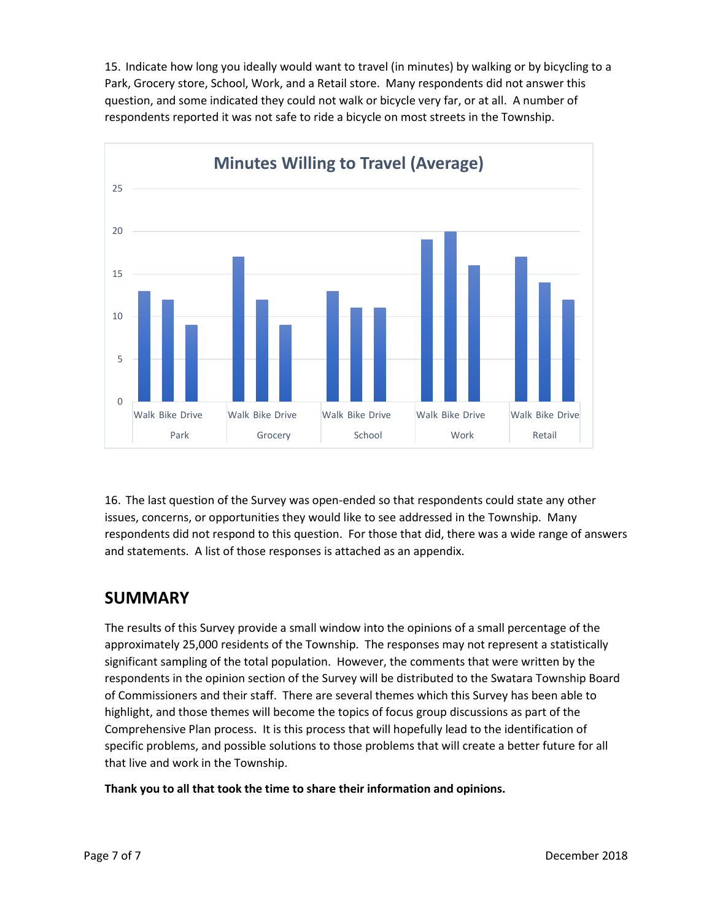15. Indicate how long you ideally would want to travel (in minutes) by walking or by bicycling to a Park, Grocery store, School, Work, and a Retail store. Many respondents did not answer this question, and some indicated they could not walk or bicycle very far, or at all. A number of respondents reported it was not safe to ride a bicycle on most streets in the Township.

Minutes Willing to Travel (Average)

25
20
15
10
5
0

Walk Bike Drive
Park

Walk Bike Drive
Grocery

Walk Bike Drive
School

Walk Bike Drive
Work

Walk Bike Drive
Retail

16. The last question of the Survey was open-ended so that respondents could state any other issues, concerns, or opportunities they would like to see addressed in the Township. Many respondents did not respond to this question. For those that did, there was a wide range of answers and statements. A list of those responses is attached as an appendix.

## SUMMARY

The results of this Survey provide a small window into the opinions of a small percentage of the approximately 25,000 residents of the Township. The responses may not represent a statistically significant sampling of the total population. However, the comments that were written by the respondents in the opinion section of the Survey will be distributed to the Swatara Township Board of Commissioners and their staff. There are several themes which this Survey has been able to highlight, and those themes will become the topics of focus group discussions as part of the Comprehensive Plan process. It is this process that will hopefully lead to the identification of specific problems, and possible solutions to those problems that will create a better future for all that live and work in the Township.

**Thank you to all that took the time to share their information and opinions.**